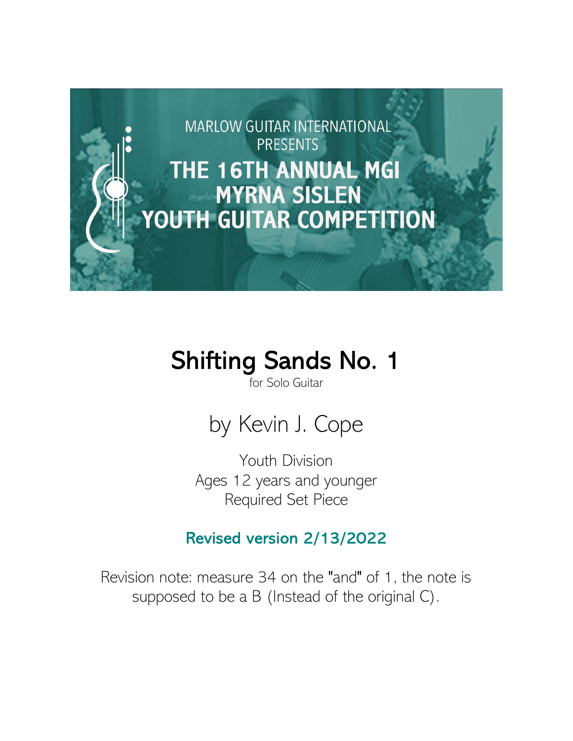MARLOW GUITAR INTERNATIONAL PRESENTS

THE 16TH ANNUAL MGI MYRNA SISLEN YOUTH GUITAR COMPETITION

# Shifting Sands No. 1

for Solo Guitar

## by Kevin J. Cope

Youth Division
Ages 12 years and younger
Required Set Piece

**Revised version 2/13/2022**

Revision note: measure 34 on the "and" of 1, the note is supposed to be a B (Instead of the original C).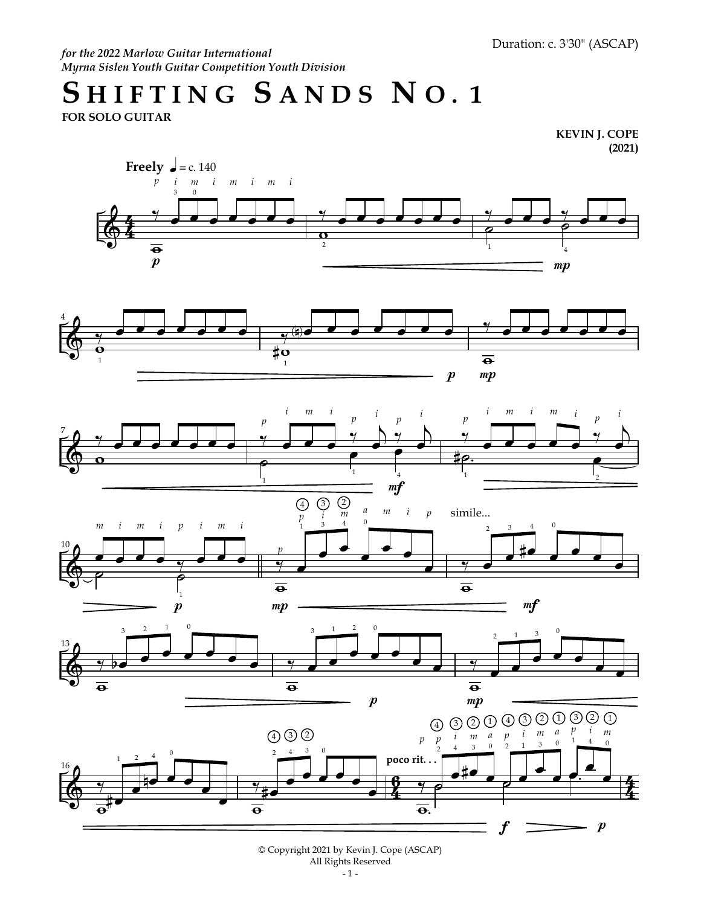*for the 2022 Marlow Guitar International*
*Myrna Sislen Youth Guitar Competition Youth Division*

Duration: c. 3'30" (ASCAP)

# SHIFTING SANDS NO. 1

**FOR SOLO GUITAR**

**KEVIN J. COPE**
**(2021)**

**Freely** ♩ = c. 140

© Copyright 2021 by Kevin J. Cope (ASCAP)
All Rights Reserved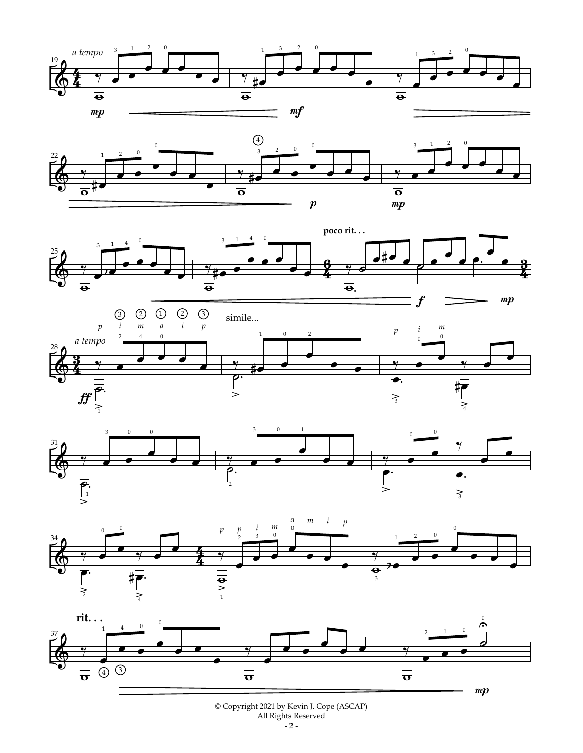© Copyright 2021 by Kevin J. Cope (ASCAP)
All Rights Reserved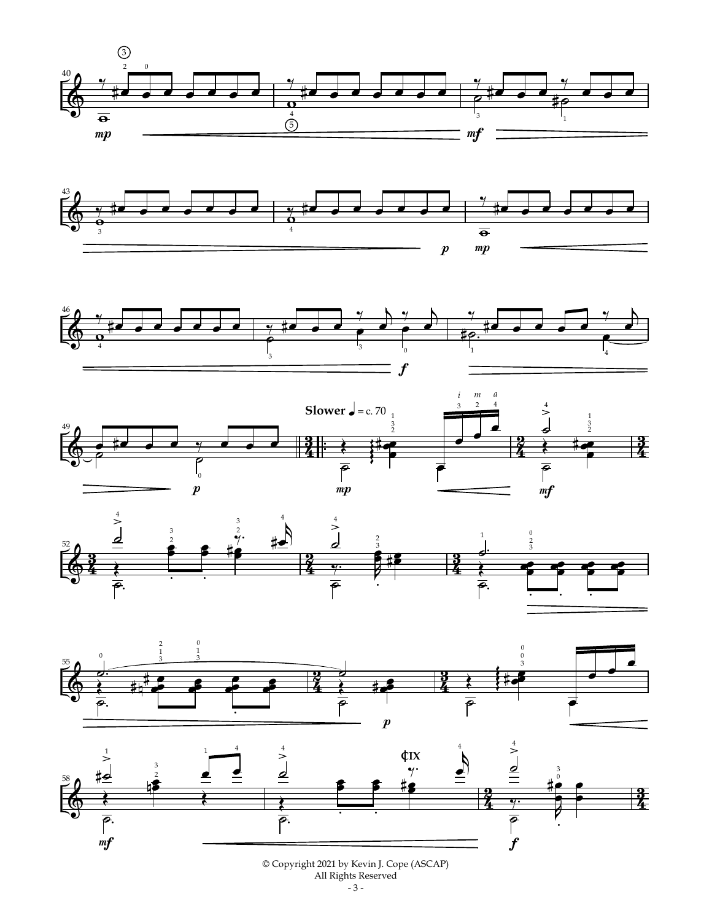**Slower** ♩ = c. 70

**₵IX**

© Copyright 2021 by Kevin J. Cope (ASCAP)
All Rights Reserved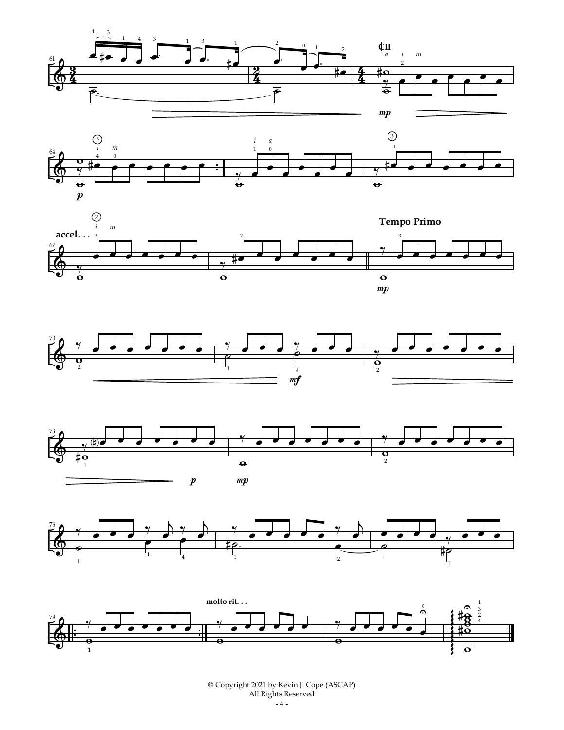© Copyright 2021 by Kevin J. Cope (ASCAP)
All Rights Reserved